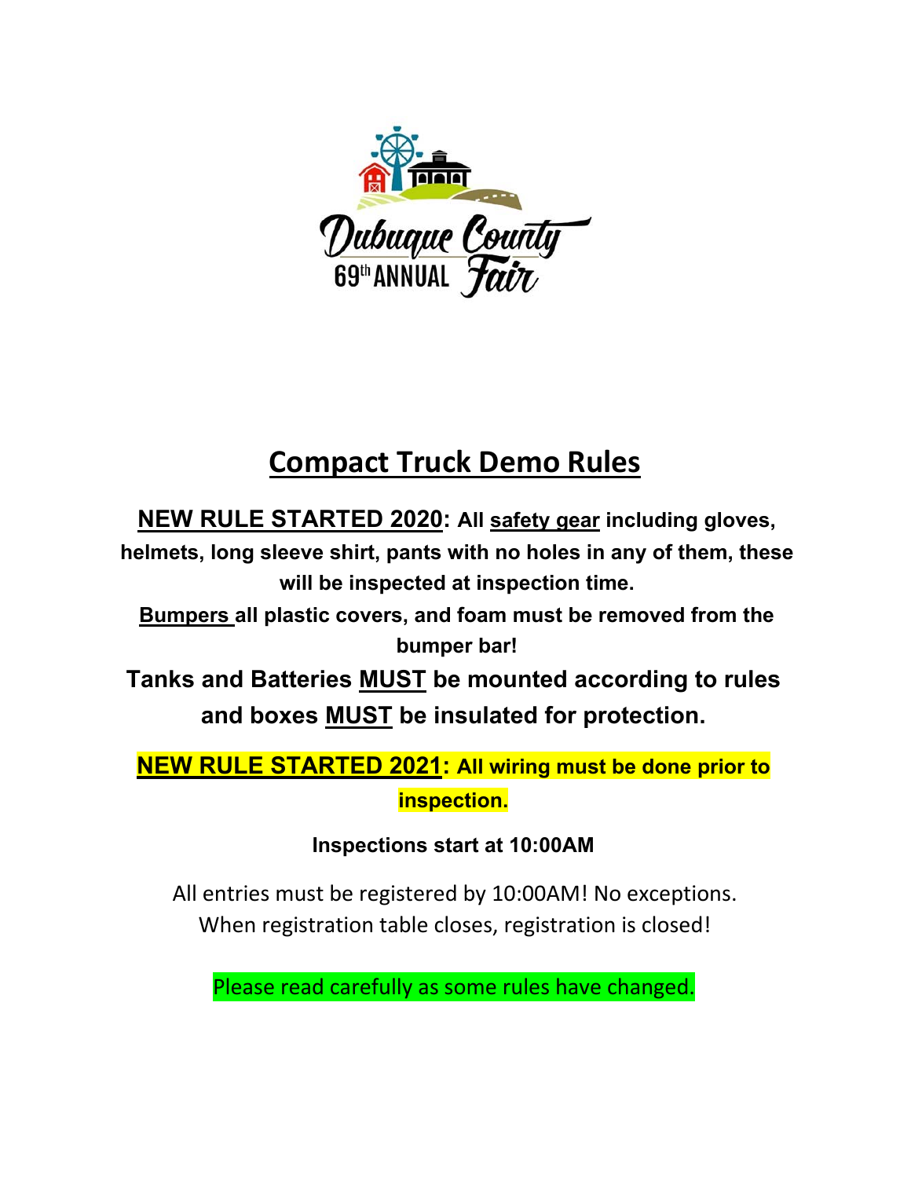Dubuque County 69th ANNUAL Fair

# Compact Truck Demo Rules

**NEW RULE STARTED 2020: All safety gear including gloves, helmets, long sleeve shirt, pants with no holes in any of them, these will be inspected at inspection time.**

**Bumpers all plastic covers, and foam must be removed from the bumper bar!**

**Tanks and Batteries MUST be mounted according to rules and boxes MUST be insulated for protection.**

**NEW RULE STARTED 2021: All wiring must be done prior to inspection.**

**Inspections start at 10:00AM**

All entries must be registered by 10:00AM! No exceptions. When registration table closes, registration is closed!

Please read carefully as some rules have changed.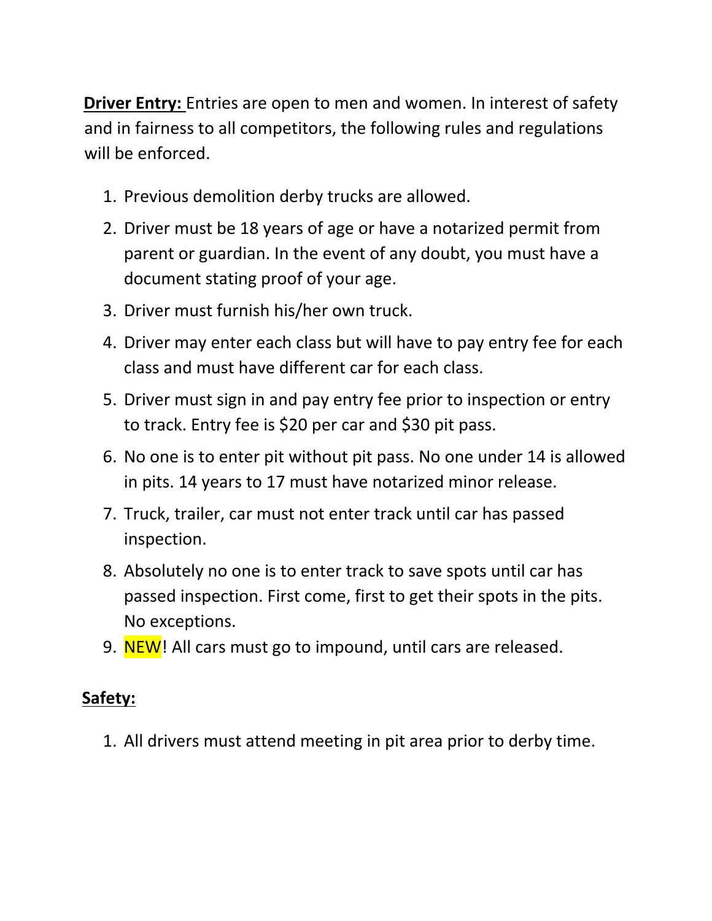**Driver Entry:** Entries are open to men and women. In interest of safety and in fairness to all competitors, the following rules and regulations will be enforced.

1. Previous demolition derby trucks are allowed.
2. Driver must be 18 years of age or have a notarized permit from parent or guardian. In the event of any doubt, you must have a document stating proof of your age.
3. Driver must furnish his/her own truck.
4. Driver may enter each class but will have to pay entry fee for each class and must have different car for each class.
5. Driver must sign in and pay entry fee prior to inspection or entry to track. Entry fee is $20 per car and $30 pit pass.
6. No one is to enter pit without pit pass. No one under 14 is allowed in pits. 14 years to 17 must have notarized minor release.
7. Truck, trailer, car must not enter track until car has passed inspection.
8. Absolutely no one is to enter track to save spots until car has passed inspection. First come, first to get their spots in the pits. No exceptions.
9. NEW! All cars must go to impound, until cars are released.

**Safety:**

1. All drivers must attend meeting in pit area prior to derby time.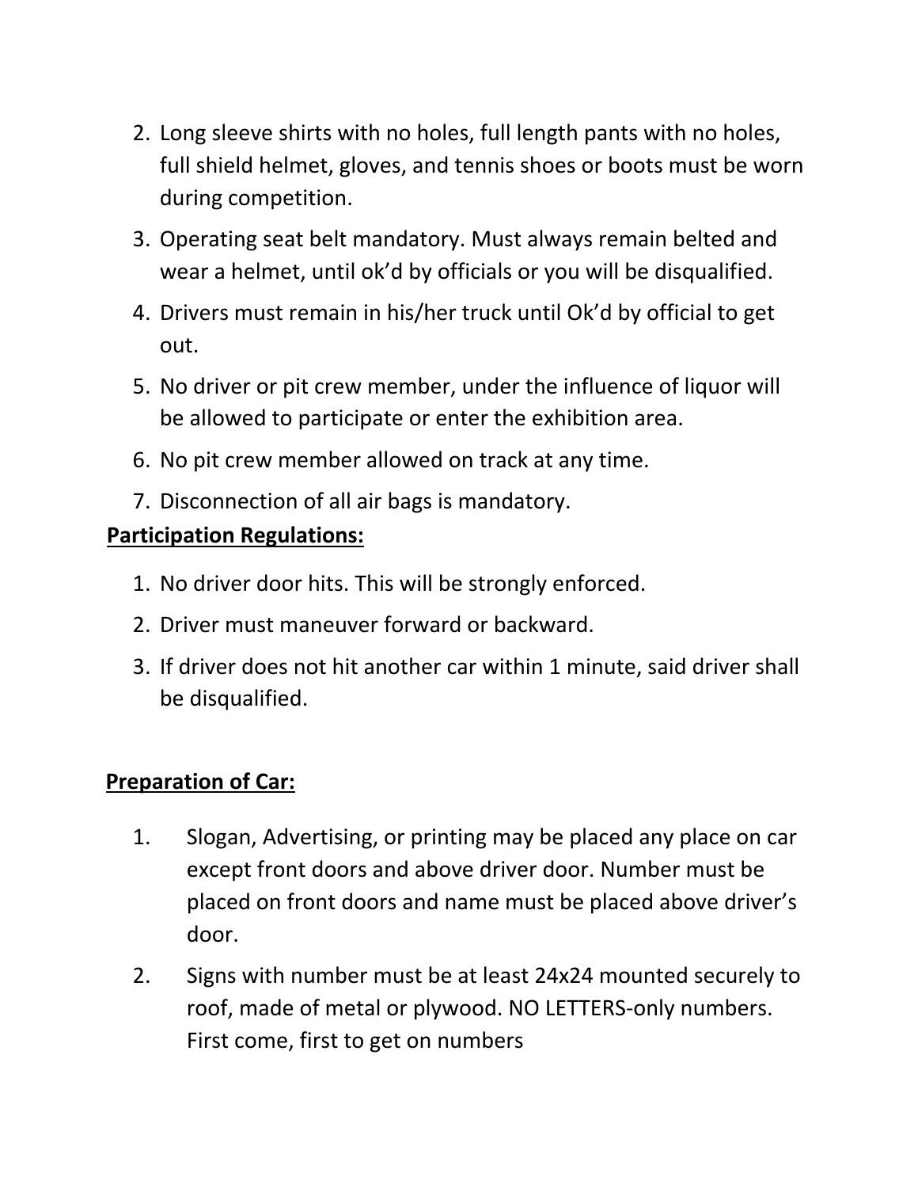2. Long sleeve shirts with no holes, full length pants with no holes, full shield helmet, gloves, and tennis shoes or boots must be worn during competition.
3. Operating seat belt mandatory. Must always remain belted and wear a helmet, until ok'd by officials or you will be disqualified.
4. Drivers must remain in his/her truck until Ok'd by official to get out.
5. No driver or pit crew member, under the influence of liquor will be allowed to participate or enter the exhibition area.
6. No pit crew member allowed on track at any time.
7. Disconnection of all air bags is mandatory.

**Participation Regulations:**

1. No driver door hits. This will be strongly enforced.
2. Driver must maneuver forward or backward.
3. If driver does not hit another car within 1 minute, said driver shall be disqualified.

**Preparation of Car:**

1. Slogan, Advertising, or printing may be placed any place on car except front doors and above driver door. Number must be placed on front doors and name must be placed above driver's door.
2. Signs with number must be at least 24x24 mounted securely to roof, made of metal or plywood. NO LETTERS-only numbers. First come, first to get on numbers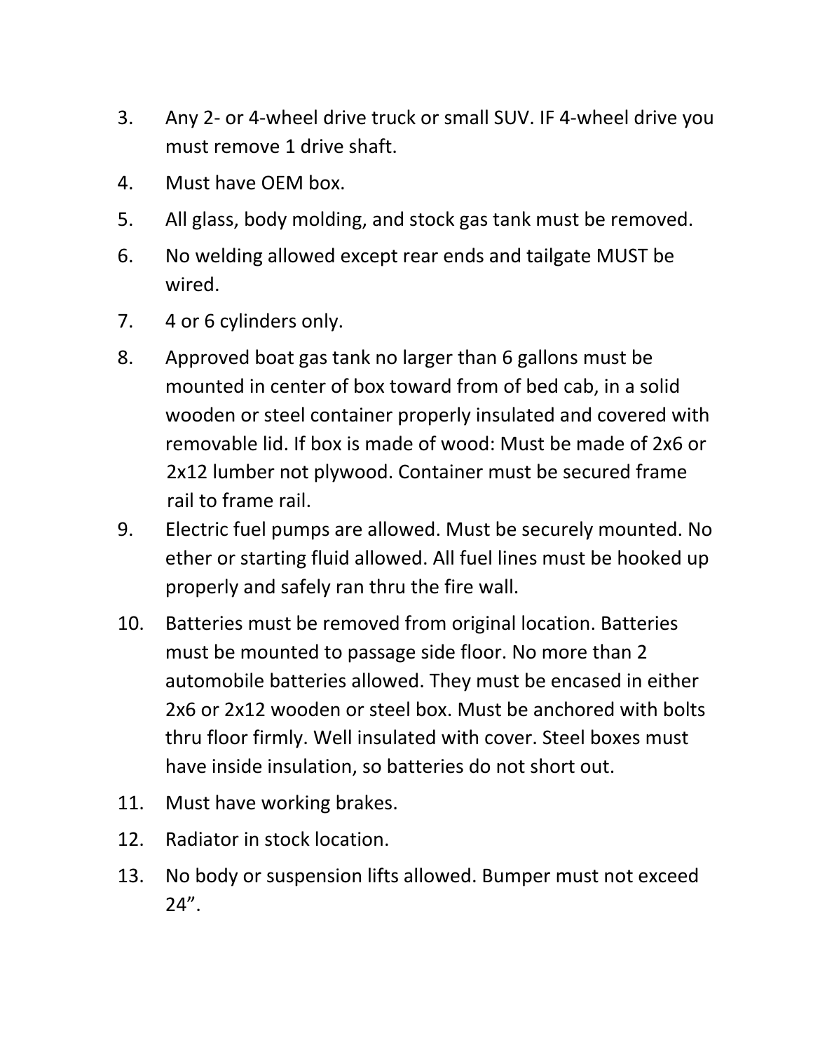3. Any 2- or 4-wheel drive truck or small SUV. IF 4-wheel drive you must remove 1 drive shaft.
4. Must have OEM box.
5. All glass, body molding, and stock gas tank must be removed.
6. No welding allowed except rear ends and tailgate MUST be wired.
7. 4 or 6 cylinders only.
8. Approved boat gas tank no larger than 6 gallons must be mounted in center of box toward from of bed cab, in a solid wooden or steel container properly insulated and covered with removable lid. If box is made of wood: Must be made of 2x6 or 2x12 lumber not plywood. Container must be secured frame rail to frame rail.
9. Electric fuel pumps are allowed. Must be securely mounted. No ether or starting fluid allowed. All fuel lines must be hooked up properly and safely ran thru the fire wall.
10. Batteries must be removed from original location. Batteries must be mounted to passage side floor. No more than 2 automobile batteries allowed. They must be encased in either 2x6 or 2x12 wooden or steel box. Must be anchored with bolts thru floor firmly. Well insulated with cover. Steel boxes must have inside insulation, so batteries do not short out.
11. Must have working brakes.
12. Radiator in stock location.
13. No body or suspension lifts allowed. Bumper must not exceed 24”.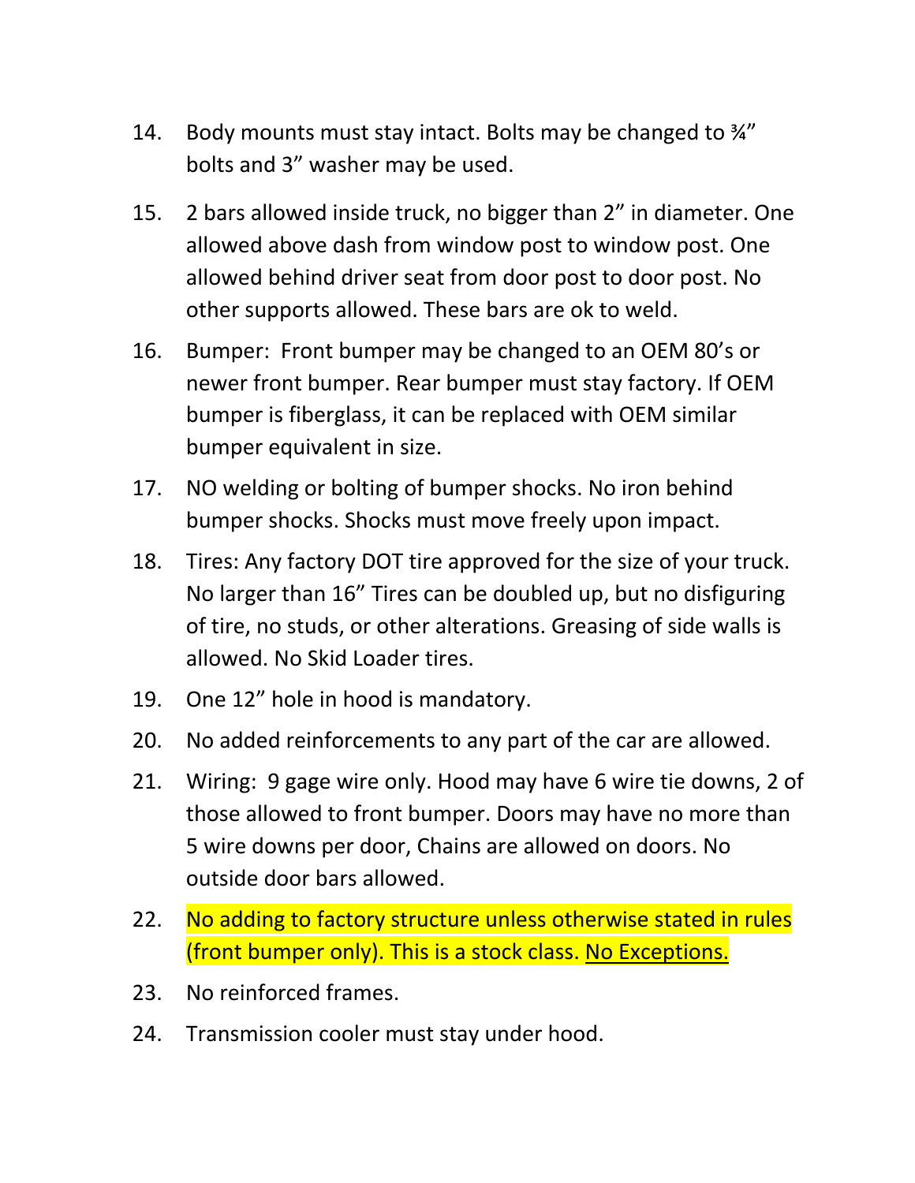14. Body mounts must stay intact. Bolts may be changed to ¾" bolts and 3" washer may be used.

15. 2 bars allowed inside truck, no bigger than 2" in diameter. One allowed above dash from window post to window post. One allowed behind driver seat from door post to door post. No other supports allowed. These bars are ok to weld.

16. Bumper: Front bumper may be changed to an OEM 80's or newer front bumper. Rear bumper must stay factory. If OEM bumper is fiberglass, it can be replaced with OEM similar bumper equivalent in size.

17. NO welding or bolting of bumper shocks. No iron behind bumper shocks. Shocks must move freely upon impact.

18. Tires: Any factory DOT tire approved for the size of your truck. No larger than 16" Tires can be doubled up, but no disfiguring of tire, no studs, or other alterations. Greasing of side walls is allowed. No Skid Loader tires.

19. One 12" hole in hood is mandatory.

20. No added reinforcements to any part of the car are allowed.

21. Wiring: 9 gage wire only. Hood may have 6 wire tie downs, 2 of those allowed to front bumper. Doors may have no more than 5 wire downs per door, Chains are allowed on doors. No outside door bars allowed.

22. No adding to factory structure unless otherwise stated in rules (front bumper only). This is a stock class. <u>No Exceptions.</u>

23. No reinforced frames.

24. Transmission cooler must stay under hood.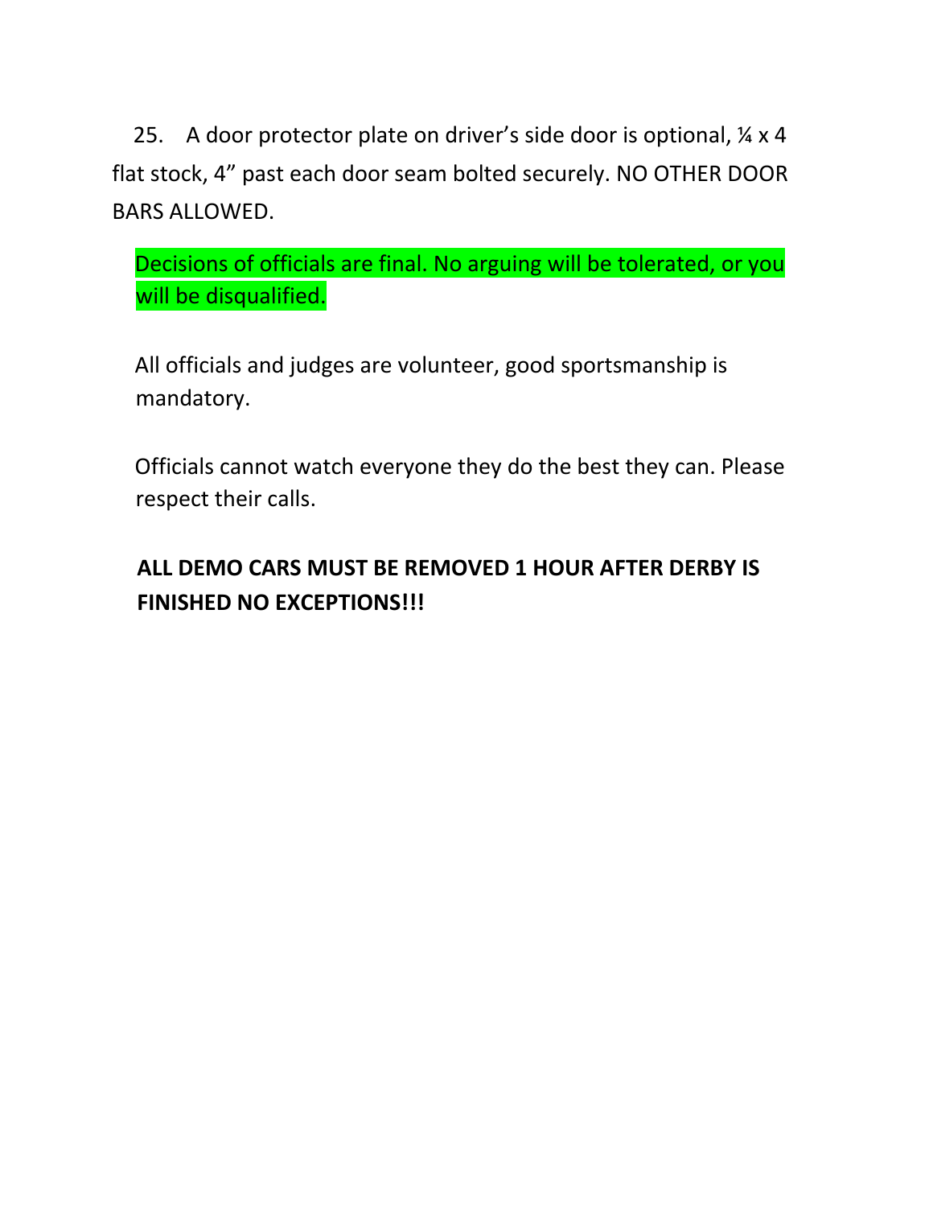25. A door protector plate on driver's side door is optional, ¼ x 4 flat stock, 4" past each door seam bolted securely. NO OTHER DOOR BARS ALLOWED.

Decisions of officials are final. No arguing will be tolerated, or you will be disqualified.

All officials and judges are volunteer, good sportsmanship is mandatory.

Officials cannot watch everyone they do the best they can. Please respect their calls.

**ALL DEMO CARS MUST BE REMOVED 1 HOUR AFTER DERBY IS FINISHED NO EXCEPTIONS!!!**